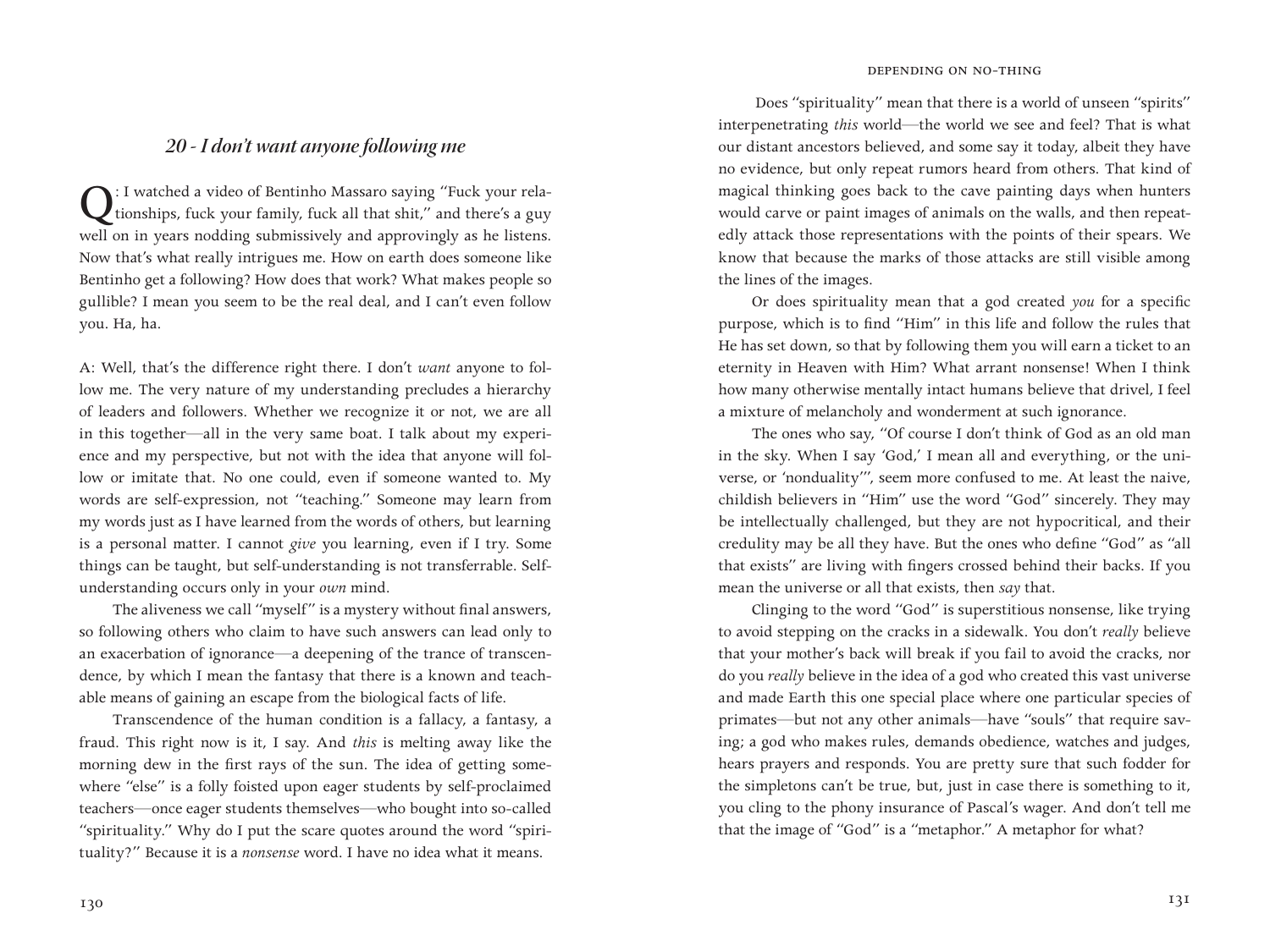## *20 - I don't want anyone following me*

Q: I watched a video of Bentinho Massaro saying "Fuck your relationships, fuck your family, fuck all that shit," and there's a guy well on in years nodding submissively and approvingly as he listens. Now that's what really intrigues me. How on earth does someone like Bentinho get a following? How does that work? What makes people so gullible? I mean you seem to be the real deal, and I can't even follow you. Ha, ha.

A: Well, that's the difference right there. I don't *want* anyone to follow me. The very nature of my understanding precludes a hierarchy of leaders and followers. Whether we recognize it or not, we are all in this together—all in the very same boat. I talk about my experience and my perspective, but not with the idea that anyone will follow or imitate that. No one could, even if someone wanted to. My words are self-expression, not "teaching." Someone may learn from my words just as I have learned from the words of others, but learning is a personal matter. I cannot *give* you learning, even if I try. Some things can be taught, but self-understanding is not transferrable. Self-understanding occurs only in your *own* mind.

The aliveness we call "myself" is a mystery without final answers, so following others who claim to have such answers can lead only to an exacerbation of ignorance—a deepening of the trance of transcendence, by which I mean the fantasy that there is a known and teachable means of gaining an escape from the biological facts of life.

Transcendence of the human condition is a fallacy, a fantasy, a fraud. This right now is it, I say. And *this* is melting away like the morning dew in the first rays of the sun. The idea of getting somewhere "else" is a folly foisted upon eager students by self-proclaimed teachers—once eager students themselves—who bought into so-called "spirituality." Why do I put the scare quotes around the word "spirituality?" Because it is a *nonsense* word. I have no idea what it means.

Does "spirituality" mean that there is a world of unseen "spirits" interpenetrating *this* world—the world we see and feel? That is what our distant ancestors believed, and some say it today, albeit they have no evidence, but only repeat rumors heard from others. That kind of magical thinking goes back to the cave painting days when hunters would carve or paint images of animals on the walls, and then repeatedly attack those representations with the points of their spears. We know that because the marks of those attacks are still visible among the lines of the images.

Or does spirituality mean that a god created *you* for a specific purpose, which is to find "Him" in this life and follow the rules that He has set down, so that by following them you will earn a ticket to an eternity in Heaven with Him? What arrant nonsense! When I think how many otherwise mentally intact humans believe that drivel, I feel a mixture of melancholy and wonderment at such ignorance.

The ones who say, "Of course I don't think of God as an old man in the sky. When I say 'God,' I mean all and everything, or the universe, or 'nonduality'", seem more confused to me. At least the naive, childish believers in "Him" use the word "God" sincerely. They may be intellectually challenged, but they are not hypocritical, and their credulity may be all they have. But the ones who define "God" as "all that exists" are living with fingers crossed behind their backs. If you mean the universe or all that exists, then *say* that.

Clinging to the word "God" is superstitious nonsense, like trying to avoid stepping on the cracks in a sidewalk. You don't *really* believe that your mother's back will break if you fail to avoid the cracks, nor do you *really* believe in the idea of a god who created this vast universe and made Earth this one special place where one particular species of primates—but not any other animals—have "souls" that require saving; a god who makes rules, demands obedience, watches and judges, hears prayers and responds. You are pretty sure that such fodder for the simpletons can't be true, but, just in case there is something to it, you cling to the phony insurance of Pascal's wager. And don't tell me that the image of "God" is a "metaphor." A metaphor for what?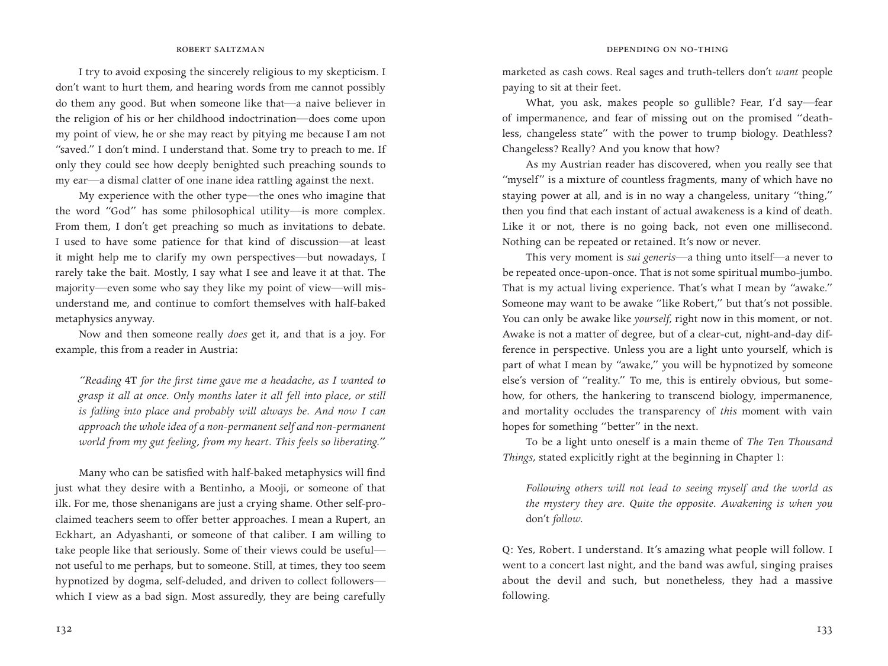I try to avoid exposing the sincerely religious to my skepticism. I don't want to hurt them, and hearing words from me cannot possibly do them any good. But when someone like that—a naive believer in the religion of his or her childhood indoctrination—does come upon my point of view, he or she may react by pitying me because I am not "saved." I don't mind. I understand that. Some try to preach to me. If only they could see how deeply benighted such preaching sounds to my ear—a dismal clatter of one inane idea rattling against the next.

My experience with the other type—the ones who imagine that the word "God" has some philosophical utility—is more complex. From them, I don't get preaching so much as invitations to debate. I used to have some patience for that kind of discussion—at least it might help me to clarify my own perspectives—but nowadays, I rarely take the bait. Mostly, I say what I see and leave it at that. The majority—even some who say they like my point of view—will misunderstand me, and continue to comfort themselves with half-baked metaphysics anyway.

Now and then someone really *does* get it, and that is a joy. For example, this from a reader in Austria:

> *"Reading* 4T *for the first time gave me a headache, as I wanted to grasp it all at once. Only months later it all fell into place, or still is falling into place and probably will always be. And now I can approach the whole idea of a non-permanent self and non-permanent world from my gut feeling, from my heart. This feels so liberating."*

Many who can be satisfied with half-baked metaphysics will find just what they desire with a Bentinho, a Mooji, or someone of that ilk. For me, those shenanigans are just a crying shame. Other self-proclaimed teachers seem to offer better approaches. I mean a Rupert, an Eckhart, an Adyashanti, or someone of that caliber. I am willing to take people like that seriously. Some of their views could be useful—not useful to me perhaps, but to someone. Still, at times, they too seem hypnotized by dogma, self-deluded, and driven to collect followers—which I view as a bad sign. Most assuredly, they are being carefully marketed as cash cows. Real sages and truth-tellers don't *want* people paying to sit at their feet.

What, you ask, makes people so gullible? Fear, I'd say—fear of impermanence, and fear of missing out on the promised "deathless, changeless state" with the power to trump biology. Deathless? Changeless? Really? And you know that how?

As my Austrian reader has discovered, when you really see that "myself" is a mixture of countless fragments, many of which have no staying power at all, and is in no way a changeless, unitary "thing," then you find that each instant of actual awakeness is a kind of death. Like it or not, there is no going back, not even one millisecond. Nothing can be repeated or retained. It's now or never.

This very moment is *sui generis*—a thing unto itself—a never to be repeated once-upon-once. That is not some spiritual mumbo-jumbo. That is my actual living experience. That's what I mean by "awake." Someone may want to be awake "like Robert," but that's not possible. You can only be awake like *yourself*, right now in this moment, or not. Awake is not a matter of degree, but of a clear-cut, night-and-day difference in perspective. Unless you are a light unto yourself, which is part of what I mean by "awake," you will be hypnotized by someone else's version of "reality." To me, this is entirely obvious, but somehow, for others, the hankering to transcend biology, impermanence, and mortality occludes the transparency of *this* moment with vain hopes for something "better" in the next.

To be a light unto oneself is a main theme of *The Ten Thousand Things*, stated explicitly right at the beginning in Chapter 1:

> *Following others will not lead to seeing myself and the world as the mystery they are. Quite the opposite. Awakening is when you* don't *follow.*

Q: Yes, Robert. I understand. It's amazing what people will follow. I went to a concert last night, and the band was awful, singing praises about the devil and such, but nonetheless, they had a massive following.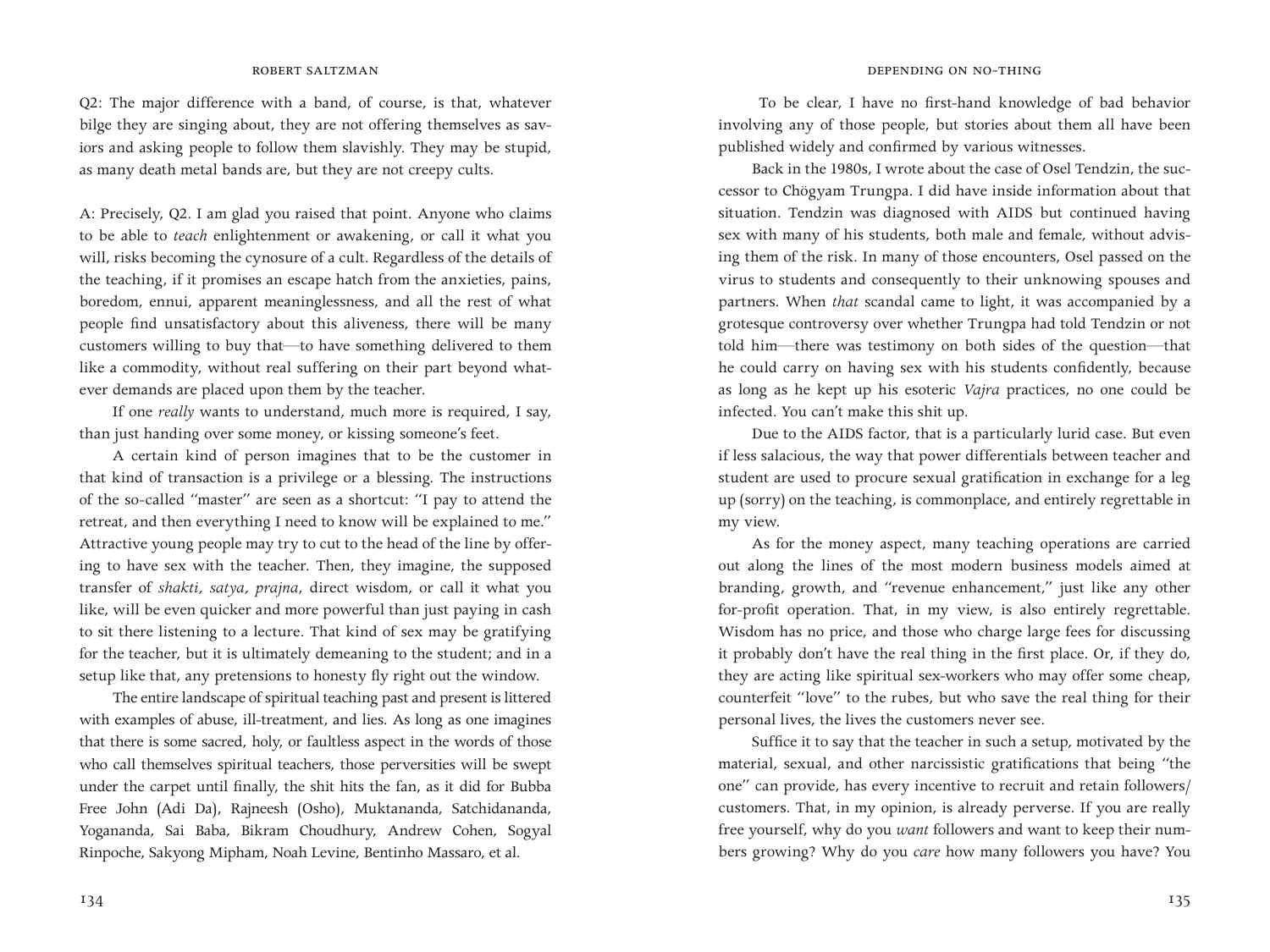Q2: The major difference with a band, of course, is that, whatever bilge they are singing about, they are not offering themselves as saviors and asking people to follow them slavishly. They may be stupid, as many death metal bands are, but they are not creepy cults.

A: Precisely, Q2. I am glad you raised that point. Anyone who claims to be able to *teach* enlightenment or awakening, or call it what you will, risks becoming the cynosure of a cult. Regardless of the details of the teaching, if it promises an escape hatch from the anxieties, pains, boredom, ennui, apparent meaninglessness, and all the rest of what people find unsatisfactory about this aliveness, there will be many customers willing to buy that—to have something delivered to them like a commodity, without real suffering on their part beyond whatever demands are placed upon them by the teacher.

If one *really* wants to understand, much more is required, I say, than just handing over some money, or kissing someone's feet.

A certain kind of person imagines that to be the customer in that kind of transaction is a privilege or a blessing. The instructions of the so-called "master" are seen as a shortcut: "I pay to attend the retreat, and then everything I need to know will be explained to me." Attractive young people may try to cut to the head of the line by offering to have sex with the teacher. Then, they imagine, the supposed transfer of *shakti, satya, prajna*, direct wisdom, or call it what you like, will be even quicker and more powerful than just paying in cash to sit there listening to a lecture. That kind of sex may be gratifying for the teacher, but it is ultimately demeaning to the student; and in a setup like that, any pretensions to honesty fly right out the window.

The entire landscape of spiritual teaching past and present is littered with examples of abuse, ill-treatment, and lies. As long as one imagines that there is some sacred, holy, or faultless aspect in the words of those who call themselves spiritual teachers, those perversities will be swept under the carpet until finally, the shit hits the fan, as it did for Bubba Free John (Adi Da), Rajneesh (Osho), Muktananda, Satchidananda, Yogananda, Sai Baba, Bikram Choudhury, Andrew Cohen, Sogyal Rinpoche, Sakyong Mipham, Noah Levine, Bentinho Massaro, et al.

To be clear, I have no first-hand knowledge of bad behavior involving any of those people, but stories about them all have been published widely and confirmed by various witnesses.

Back in the 1980s, I wrote about the case of Osel Tendzin, the successor to Chögyam Trungpa. I did have inside information about that situation. Tendzin was diagnosed with AIDS but continued having sex with many of his students, both male and female, without advising them of the risk. In many of those encounters, Osel passed on the virus to students and consequently to their unknowing spouses and partners. When *that* scandal came to light, it was accompanied by a grotesque controversy over whether Trungpa had told Tendzin or not told him—there was testimony on both sides of the question—that he could carry on having sex with his students confidently, because as long as he kept up his esoteric *Vajra* practices, no one could be infected. You can't make this shit up.

Due to the AIDS factor, that is a particularly lurid case. But even if less salacious, the way that power differentials between teacher and student are used to procure sexual gratification in exchange for a leg up (sorry) on the teaching, is commonplace, and entirely regrettable in my view.

As for the money aspect, many teaching operations are carried out along the lines of the most modern business models aimed at branding, growth, and "revenue enhancement," just like any other for-profit operation. That, in my view, is also entirely regrettable. Wisdom has no price, and those who charge large fees for discussing it probably don't have the real thing in the first place. Or, if they do, they are acting like spiritual sex-workers who may offer some cheap, counterfeit "love" to the rubes, but who save the real thing for their personal lives, the lives the customers never see.

Suffice it to say that the teacher in such a setup, motivated by the material, sexual, and other narcissistic gratifications that being "the one" can provide, has every incentive to recruit and retain followers/customers. That, in my opinion, is already perverse. If you are really free yourself, why do you *want* followers and want to keep their numbers growing? Why do you *care* how many followers you have? You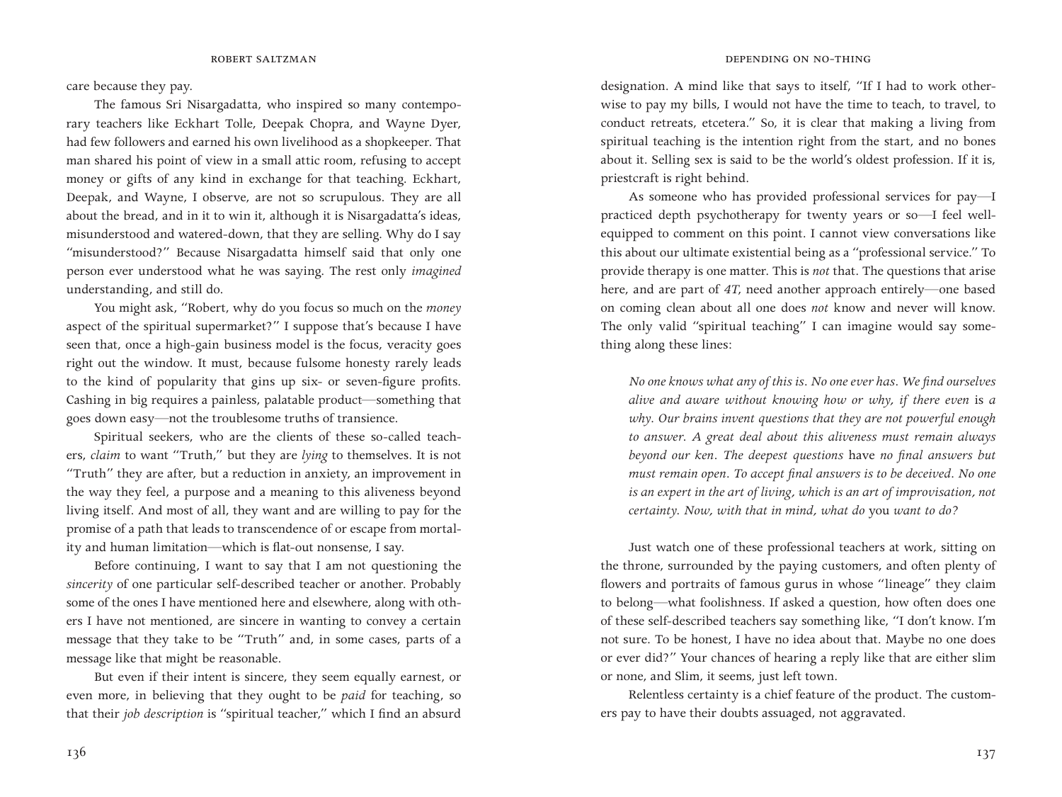care because they pay.

The famous Sri Nisargadatta, who inspired so many contemporary teachers like Eckhart Tolle, Deepak Chopra, and Wayne Dyer, had few followers and earned his own livelihood as a shopkeeper. That man shared his point of view in a small attic room, refusing to accept money or gifts of any kind in exchange for that teaching. Eckhart, Deepak, and Wayne, I observe, are not so scrupulous. They are all about the bread, and in it to win it, although it is Nisargadatta's ideas, misunderstood and watered-down, that they are selling. Why do I say "misunderstood?" Because Nisargadatta himself said that only one person ever understood what he was saying. The rest only *imagined* understanding, and still do.

You might ask, "Robert, why do you focus so much on the *money* aspect of the spiritual supermarket?" I suppose that's because I have seen that, once a high-gain business model is the focus, veracity goes right out the window. It must, because fulsome honesty rarely leads to the kind of popularity that gins up six- or seven-figure profits. Cashing in big requires a painless, palatable product—something that goes down easy—not the troublesome truths of transience.

Spiritual seekers, who are the clients of these so-called teachers, *claim* to want "Truth," but they are *lying* to themselves. It is not "Truth" they are after, but a reduction in anxiety, an improvement in the way they feel, a purpose and a meaning to this aliveness beyond living itself. And most of all, they want and are willing to pay for the promise of a path that leads to transcendence of or escape from mortality and human limitation—which is flat-out nonsense, I say.

Before continuing, I want to say that I am not questioning the *sincerity* of one particular self-described teacher or another. Probably some of the ones I have mentioned here and elsewhere, along with others I have not mentioned, are sincere in wanting to convey a certain message that they take to be "Truth" and, in some cases, parts of a message like that might be reasonable.

But even if their intent is sincere, they seem equally earnest, or even more, in believing that they ought to be *paid* for teaching, so that their *job description* is "spiritual teacher," which I find an absurd designation. A mind like that says to itself, "If I had to work otherwise to pay my bills, I would not have the time to teach, to travel, to conduct retreats, etcetera." So, it is clear that making a living from spiritual teaching is the intention right from the start, and no bones about it. Selling sex is said to be the world's oldest profession. If it is, priestcraft is right behind.

As someone who has provided professional services for pay—I practiced depth psychotherapy for twenty years or so—I feel well-equipped to comment on this point. I cannot view conversations like this about our ultimate existential being as a "professional service." To provide therapy is one matter. This is *not* that. The questions that arise here, and are part of *4T*, need another approach entirely—one based on coming clean about all one does *not* know and never will know. The only valid "spiritual teaching" I can imagine would say something along these lines:

> *No one knows what any of this is. No one ever has. We find ourselves alive and aware without knowing how or why, if there even* is *a why. Our brains invent questions that they are not powerful enough to answer. A great deal about this aliveness must remain always beyond our ken. The deepest questions* have *no final answers but must remain open. To accept final answers is to be deceived. No one is an expert in the art of living, which is an art of improvisation, not certainty. Now, with that in mind, what do* you *want to do?*

Just watch one of these professional teachers at work, sitting on the throne, surrounded by the paying customers, and often plenty of flowers and portraits of famous gurus in whose "lineage" they claim to belong—what foolishness. If asked a question, how often does one of these self-described teachers say something like, "I don't know. I'm not sure. To be honest, I have no idea about that. Maybe no one does or ever did?" Your chances of hearing a reply like that are either slim or none, and Slim, it seems, just left town.

Relentless certainty is a chief feature of the product. The customers pay to have their doubts assuaged, not aggravated.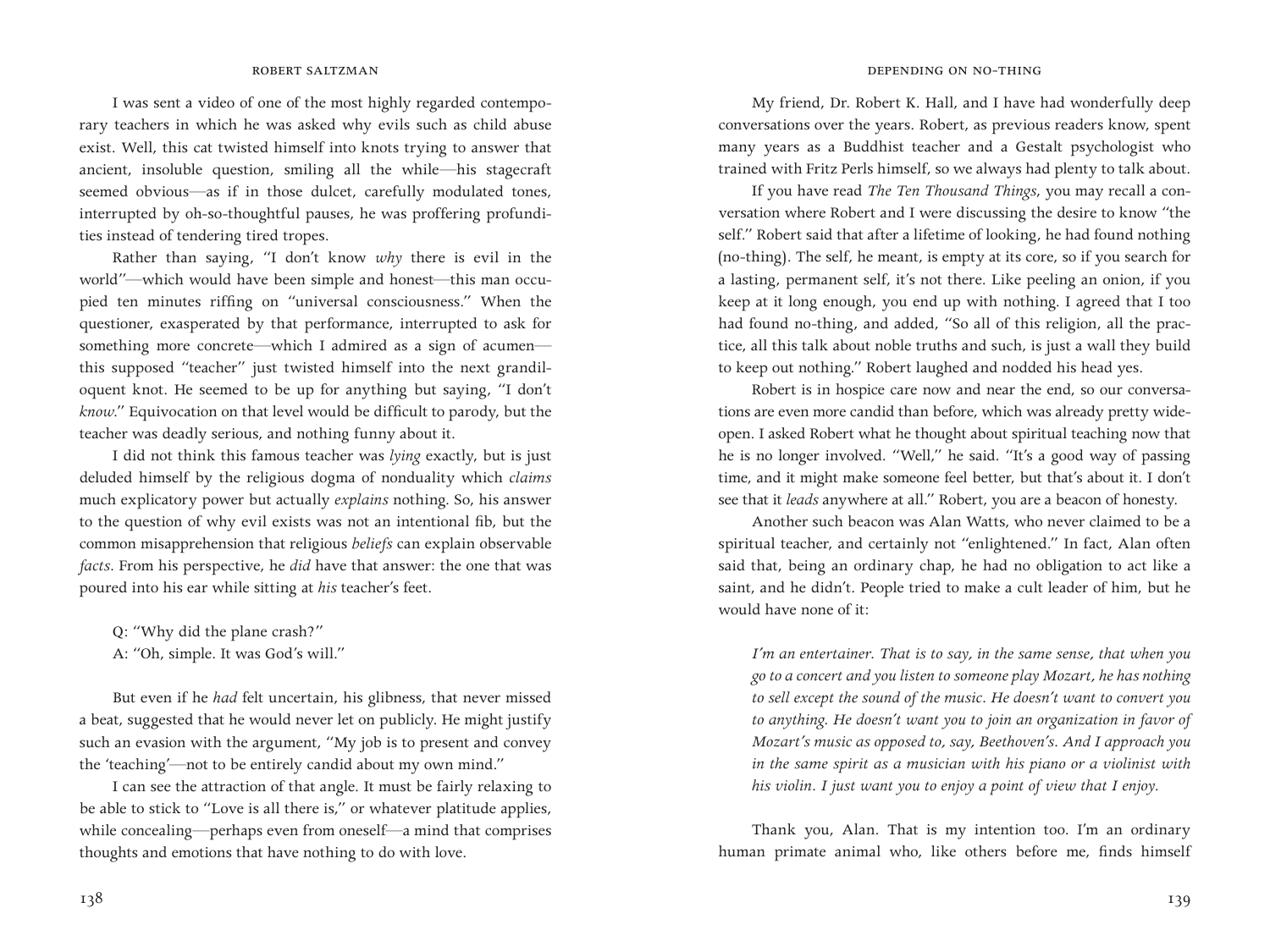I was sent a video of one of the most highly regarded contemporary teachers in which he was asked why evils such as child abuse exist. Well, this cat twisted himself into knots trying to answer that ancient, insoluble question, smiling all the while—his stagecraft seemed obvious—as if in those dulcet, carefully modulated tones, interrupted by oh-so-thoughtful pauses, he was proffering profundities instead of tendering tired tropes.

Rather than saying, "I don't know *why* there is evil in the world"—which would have been simple and honest—this man occupied ten minutes riffing on "universal consciousness." When the questioner, exasperated by that performance, interrupted to ask for something more concrete—which I admired as a sign of acumen—this supposed "teacher" just twisted himself into the next grandiloquent knot. He seemed to be up for anything but saying, "I don't *know*." Equivocation on that level would be difficult to parody, but the teacher was deadly serious, and nothing funny about it.

I did not think this famous teacher was *lying* exactly, but is just deluded himself by the religious dogma of nonduality which *claims* much explicatory power but actually *explains* nothing. So, his answer to the question of why evil exists was not an intentional fib, but the common misapprehension that religious *beliefs* can explain observable *facts*. From his perspective, he *did* have that answer: the one that was poured into his ear while sitting at *his* teacher's feet.

Q: "Why did the plane crash?"
A: "Oh, simple. It was God's will."

But even if he *had* felt uncertain, his glibness, that never missed a beat, suggested that he would never let on publicly. He might justify such an evasion with the argument, "My job is to present and convey the 'teaching'—not to be entirely candid about my own mind."

I can see the attraction of that angle. It must be fairly relaxing to be able to stick to "Love is all there is," or whatever platitude applies, while concealing—perhaps even from oneself—a mind that comprises thoughts and emotions that have nothing to do with love.

My friend, Dr. Robert K. Hall, and I have had wonderfully deep conversations over the years. Robert, as previous readers know, spent many years as a Buddhist teacher and a Gestalt psychologist who trained with Fritz Perls himself, so we always had plenty to talk about.

If you have read *The Ten Thousand Things*, you may recall a conversation where Robert and I were discussing the desire to know "the self." Robert said that after a lifetime of looking, he had found nothing (no-thing). The self, he meant, is empty at its core, so if you search for a lasting, permanent self, it's not there. Like peeling an onion, if you keep at it long enough, you end up with nothing. I agreed that I too had found no-thing, and added, "So all of this religion, all the practice, all this talk about noble truths and such, is just a wall they build to keep out nothing." Robert laughed and nodded his head yes.

Robert is in hospice care now and near the end, so our conversations are even more candid than before, which was already pretty wide-open. I asked Robert what he thought about spiritual teaching now that he is no longer involved. "Well," he said. "It's a good way of passing time, and it might make someone feel better, but that's about it. I don't see that it *leads* anywhere at all." Robert, you are a beacon of honesty.

Another such beacon was Alan Watts, who never claimed to be a spiritual teacher, and certainly not "enlightened." In fact, Alan often said that, being an ordinary chap, he had no obligation to act like a saint, and he didn't. People tried to make a cult leader of him, but he would have none of it:

> *I'm an entertainer. That is to say, in the same sense, that when you go to a concert and you listen to someone play Mozart, he has nothing to sell except the sound of the music. He doesn't want to convert you to anything. He doesn't want you to join an organization in favor of Mozart's music as opposed to, say, Beethoven's. And I approach you in the same spirit as a musician with his piano or a violinist with his violin. I just want you to enjoy a point of view that I enjoy.*

Thank you, Alan. That is my intention too. I'm an ordinary human primate animal who, like others before me, finds himself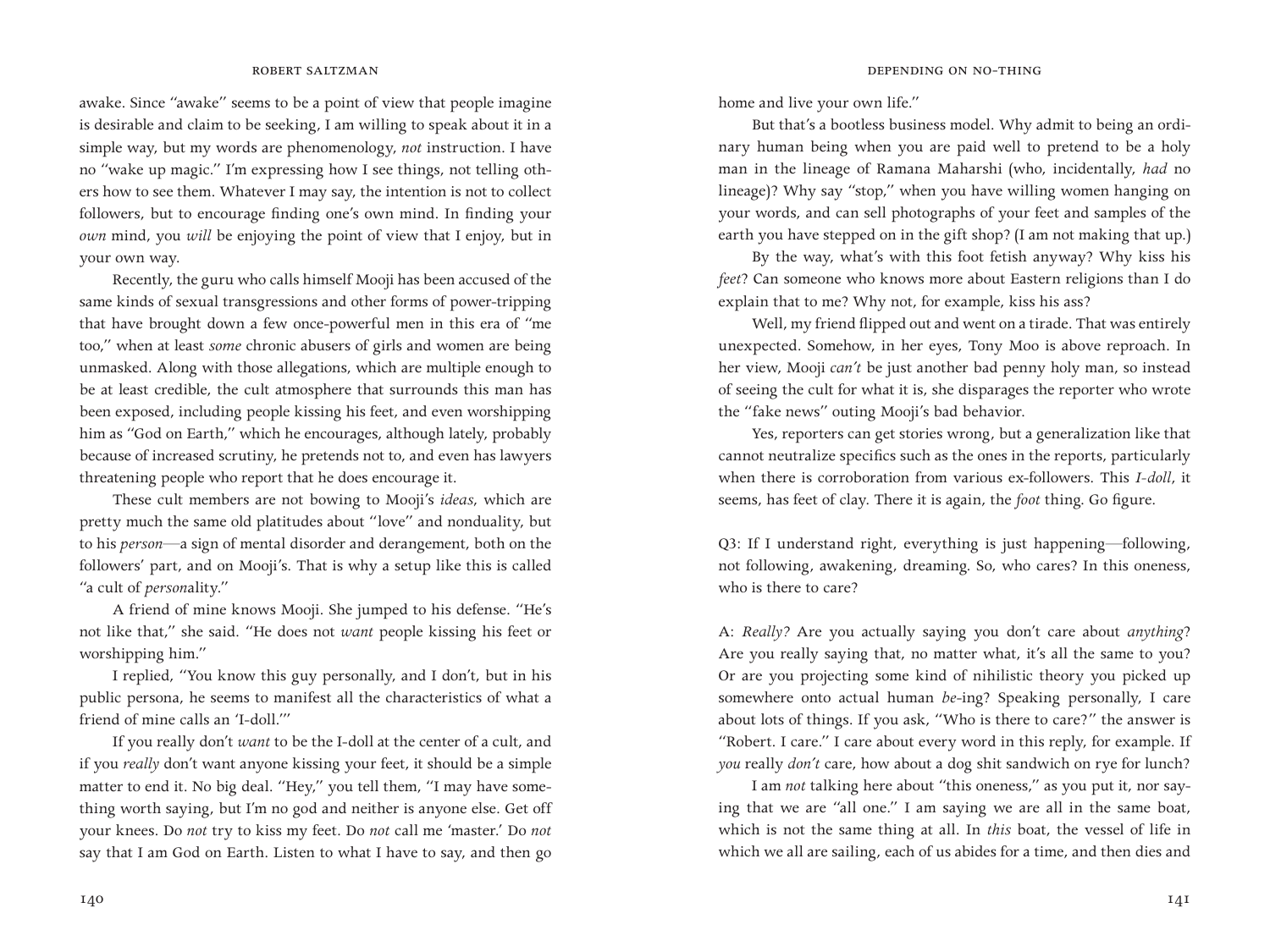awake. Since "awake" seems to be a point of view that people imagine is desirable and claim to be seeking, I am willing to speak about it in a simple way, but my words are phenomenology, *not* instruction. I have no "wake up magic." I'm expressing how I see things, not telling others how to see them. Whatever I may say, the intention is not to collect followers, but to encourage finding one's own mind. In finding your *own* mind, you *will* be enjoying the point of view that I enjoy, but in your own way.

Recently, the guru who calls himself Mooji has been accused of the same kinds of sexual transgressions and other forms of power-tripping that have brought down a few once-powerful men in this era of "me too," when at least *some* chronic abusers of girls and women are being unmasked. Along with those allegations, which are multiple enough to be at least credible, the cult atmosphere that surrounds this man has been exposed, including people kissing his feet, and even worshipping him as "God on Earth," which he encourages, although lately, probably because of increased scrutiny, he pretends not to, and even has lawyers threatening people who report that he does encourage it.

These cult members are not bowing to Mooji's *ideas*, which are pretty much the same old platitudes about "love" and nonduality, but to his *person*—a sign of mental disorder and derangement, both on the followers' part, and on Mooji's. That is why a setup like this is called "a cult of *person*ality."

A friend of mine knows Mooji. She jumped to his defense. "He's not like that," she said. "He does not *want* people kissing his feet or worshipping him."

I replied, "You know this guy personally, and I don't, but in his public persona, he seems to manifest all the characteristics of what a friend of mine calls an 'I-doll.'"

If you really don't *want* to be the I-doll at the center of a cult, and if you *really* don't want anyone kissing your feet, it should be a simple matter to end it. No big deal. "Hey," you tell them, "I may have something worth saying, but I'm no god and neither is anyone else. Get off your knees. Do *not* try to kiss my feet. Do *not* call me 'master.' Do *not* say that I am God on Earth. Listen to what I have to say, and then go home and live your own life."

But that's a bootless business model. Why admit to being an ordinary human being when you are paid well to pretend to be a holy man in the lineage of Ramana Maharshi (who, incidentally, *had* no lineage)? Why say "stop," when you have willing women hanging on your words, and can sell photographs of your feet and samples of the earth you have stepped on in the gift shop? (I am not making that up.)

By the way, what's with this foot fetish anyway? Why kiss his *feet*? Can someone who knows more about Eastern religions than I do explain that to me? Why not, for example, kiss his ass?

Well, my friend flipped out and went on a tirade. That was entirely unexpected. Somehow, in her eyes, Tony Moo is above reproach. In her view, Mooji *can't* be just another bad penny holy man, so instead of seeing the cult for what it is, she disparages the reporter who wrote the "fake news" outing Mooji's bad behavior.

Yes, reporters can get stories wrong, but a generalization like that cannot neutralize specifics such as the ones in the reports, particularly when there is corroboration from various ex-followers. This *I-doll*, it seems, has feet of clay. There it is again, the *foot* thing. Go figure.

Q3: If I understand right, everything is just happening—following, not following, awakening, dreaming. So, who cares? In this oneness, who is there to care?

A: *Really?* Are you actually saying you don't care about *anything*? Are you really saying that, no matter what, it's all the same to you? Or are you projecting some kind of nihilistic theory you picked up somewhere onto actual human *be*-ing? Speaking personally, I care about lots of things. If you ask, "Who is there to care?" the answer is "Robert. I care." I care about every word in this reply, for example. If *you* really *don't* care, how about a dog shit sandwich on rye for lunch?

I am *not* talking here about "this oneness," as you put it, nor saying that we are "all one." I am saying we are all in the same boat, which is not the same thing at all. In *this* boat, the vessel of life in which we all are sailing, each of us abides for a time, and then dies and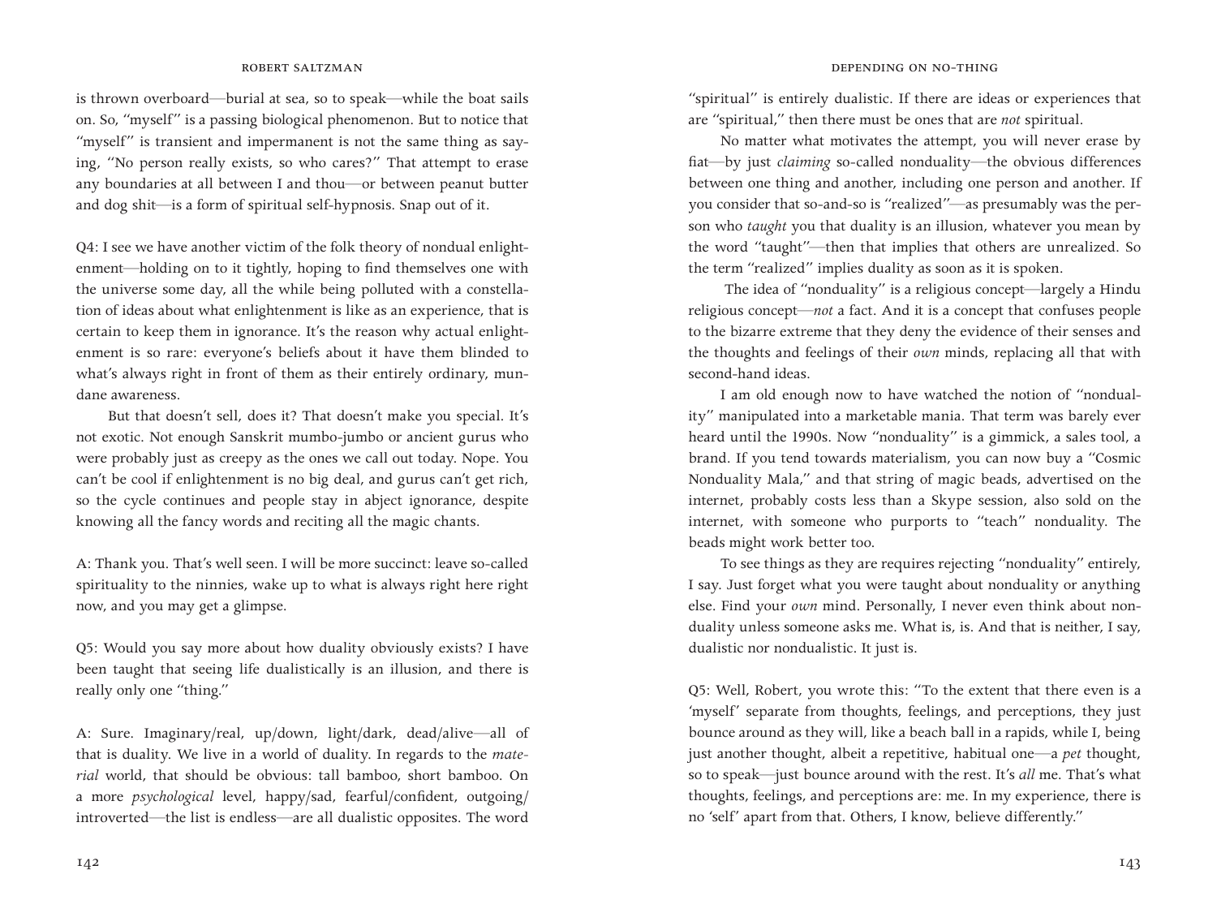is thrown overboard—burial at sea, so to speak—while the boat sails on. So, "myself" is a passing biological phenomenon. But to notice that "myself" is transient and impermanent is not the same thing as saying, "No person really exists, so who cares?" That attempt to erase any boundaries at all between I and thou—or between peanut butter and dog shit—is a form of spiritual self-hypnosis. Snap out of it.

Q4: I see we have another victim of the folk theory of nondual enlightenment—holding on to it tightly, hoping to find themselves one with the universe some day, all the while being polluted with a constellation of ideas about what enlightenment is like as an experience, that is certain to keep them in ignorance. It's the reason why actual enlightenment is so rare: everyone's beliefs about it have them blinded to what's always right in front of them as their entirely ordinary, mundane awareness.

But that doesn't sell, does it? That doesn't make you special. It's not exotic. Not enough Sanskrit mumbo-jumbo or ancient gurus who were probably just as creepy as the ones we call out today. Nope. You can't be cool if enlightenment is no big deal, and gurus can't get rich, so the cycle continues and people stay in abject ignorance, despite knowing all the fancy words and reciting all the magic chants.

A: Thank you. That's well seen. I will be more succinct: leave so-called spirituality to the ninnies, wake up to what is always right here right now, and you may get a glimpse.

Q5: Would you say more about how duality obviously exists? I have been taught that seeing life dualistically is an illusion, and there is really only one "thing."

A: Sure. Imaginary/real, up/down, light/dark, dead/alive—all of that is duality. We live in a world of duality. In regards to the *material* world, that should be obvious: tall bamboo, short bamboo. On a more *psychological* level, happy/sad, fearful/confident, outgoing/introverted—the list is endless—are all dualistic opposites. The word "spiritual" is entirely dualistic. If there are ideas or experiences that are "spiritual," then there must be ones that are *not* spiritual.

No matter what motivates the attempt, you will never erase by fiat—by just *claiming* so-called nonduality—the obvious differences between one thing and another, including one person and another. If you consider that so-and-so is "realized"—as presumably was the person who *taught* you that duality is an illusion, whatever you mean by the word "taught"—then that implies that others are unrealized. So the term "realized" implies duality as soon as it is spoken.

The idea of "nonduality" is a religious concept—largely a Hindu religious concept—*not* a fact. And it is a concept that confuses people to the bizarre extreme that they deny the evidence of their senses and the thoughts and feelings of their *own* minds, replacing all that with second-hand ideas.

I am old enough now to have watched the notion of "nonduality" manipulated into a marketable mania. That term was barely ever heard until the 1990s. Now "nonduality" is a gimmick, a sales tool, a brand. If you tend towards materialism, you can now buy a "Cosmic Nonduality Mala," and that string of magic beads, advertised on the internet, probably costs less than a Skype session, also sold on the internet, with someone who purports to "teach" nonduality. The beads might work better too.

To see things as they are requires rejecting "nonduality" entirely, I say. Just forget what you were taught about nonduality or anything else. Find your *own* mind. Personally, I never even think about nonduality unless someone asks me. What is, is. And that is neither, I say, dualistic nor nondualistic. It just is.

Q5: Well, Robert, you wrote this: "To the extent that there even is a 'myself' separate from thoughts, feelings, and perceptions, they just bounce around as they will, like a beach ball in a rapids, while I, being just another thought, albeit a repetitive, habitual one—a *pet* thought, so to speak—just bounce around with the rest. It's *all* me. That's what thoughts, feelings, and perceptions are: me. In my experience, there is no 'self' apart from that. Others, I know, believe differently."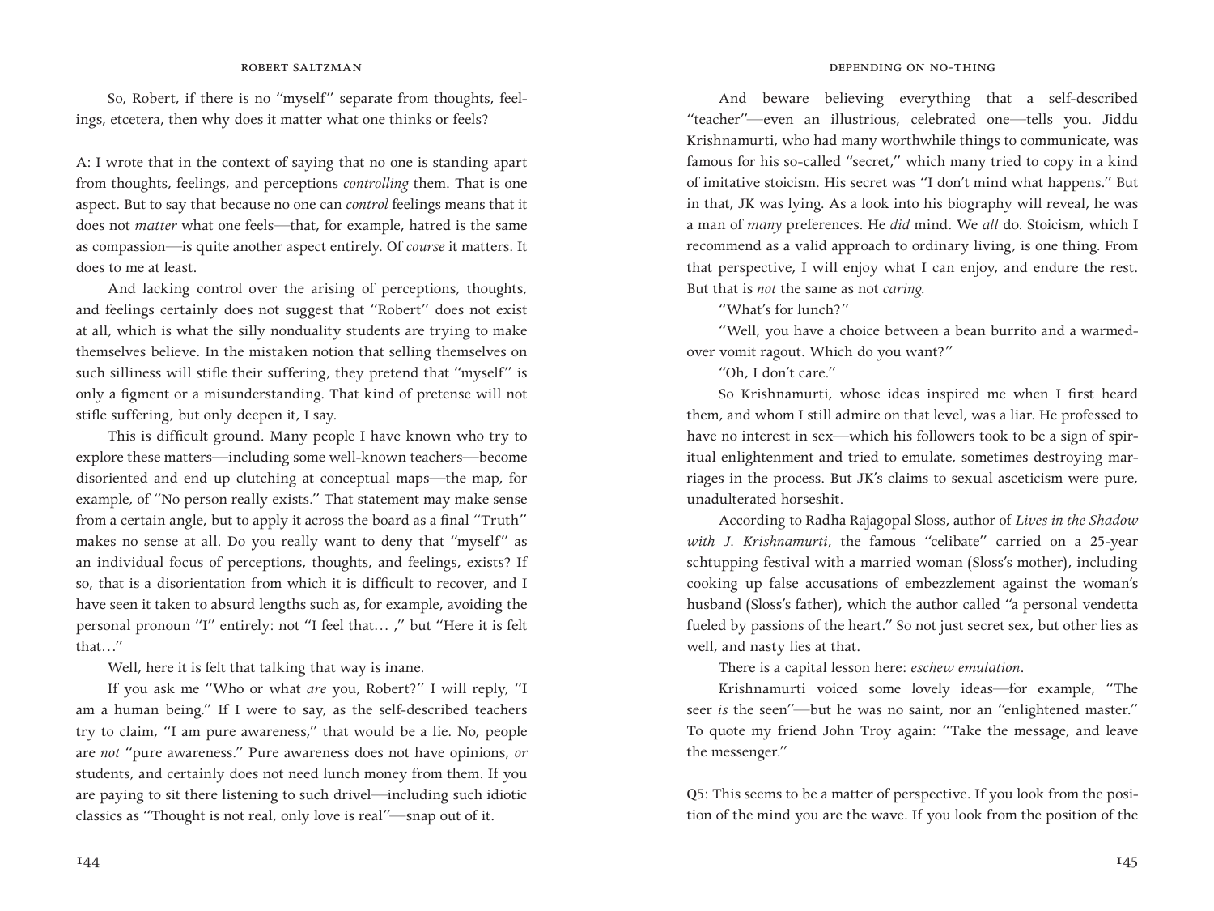So, Robert, if there is no "myself" separate from thoughts, feelings, etcetera, then why does it matter what one thinks or feels?

A: I wrote that in the context of saying that no one is standing apart from thoughts, feelings, and perceptions *controlling* them. That is one aspect. But to say that because no one can *control* feelings means that it does not *matter* what one feels—that, for example, hatred is the same as compassion—is quite another aspect entirely. Of *course* it matters. It does to me at least.

And lacking control over the arising of perceptions, thoughts, and feelings certainly does not suggest that "Robert" does not exist at all, which is what the silly nonduality students are trying to make themselves believe. In the mistaken notion that selling themselves on such silliness will stifle their suffering, they pretend that "myself" is only a figment or a misunderstanding. That kind of pretense will not stifle suffering, but only deepen it, I say.

This is difficult ground. Many people I have known who try to explore these matters—including some well-known teachers—become disoriented and end up clutching at conceptual maps—the map, for example, of "No person really exists." That statement may make sense from a certain angle, but to apply it across the board as a final "Truth" makes no sense at all. Do you really want to deny that "myself" as an individual focus of perceptions, thoughts, and feelings, exists? If so, that is a disorientation from which it is difficult to recover, and I have seen it taken to absurd lengths such as, for example, avoiding the personal pronoun "I" entirely: not "I feel that… ," but "Here it is felt that…"

Well, here it is felt that talking that way is inane.

If you ask me "Who or what *are* you, Robert?" I will reply, "I am a human being." If I were to say, as the self-described teachers try to claim, "I am pure awareness," that would be a lie. No, people are *not* "pure awareness." Pure awareness does not have opinions, *or* students, and certainly does not need lunch money from them. If you are paying to sit there listening to such drivel—including such idiotic classics as "Thought is not real, only love is real"—snap out of it.

And beware believing everything that a self-described "teacher"—even an illustrious, celebrated one—tells you. Jiddu Krishnamurti, who had many worthwhile things to communicate, was famous for his so-called "secret," which many tried to copy in a kind of imitative stoicism. His secret was "I don't mind what happens." But in that, JK was lying. As a look into his biography will reveal, he was a man of *many* preferences. He *did* mind. We *all* do. Stoicism, which I recommend as a valid approach to ordinary living, is one thing. From that perspective, I will enjoy what I can enjoy, and endure the rest. But that is *not* the same as not *caring*.

"What's for lunch?"

"Well, you have a choice between a bean burrito and a warmed-over vomit ragout. Which do you want?"

"Oh, I don't care."

So Krishnamurti, whose ideas inspired me when I first heard them, and whom I still admire on that level, was a liar. He professed to have no interest in sex—which his followers took to be a sign of spiritual enlightenment and tried to emulate, sometimes destroying marriages in the process. But JK's claims to sexual asceticism were pure, unadulterated horseshit.

According to Radha Rajagopal Sloss, author of *Lives in the Shadow with J. Krishnamurti*, the famous "celibate" carried on a 25-year schtupping festival with a married woman (Sloss's mother), including cooking up false accusations of embezzlement against the woman's husband (Sloss's father), which the author called "a personal vendetta fueled by passions of the heart." So not just secret sex, but other lies as well, and nasty lies at that.

There is a capital lesson here: *eschew emulation*.

Krishnamurti voiced some lovely ideas—for example, "The seer *is* the seen"—but he was no saint, nor an "enlightened master." To quote my friend John Troy again: "Take the message, and leave the messenger."

Q5: This seems to be a matter of perspective. If you look from the position of the mind you are the wave. If you look from the position of the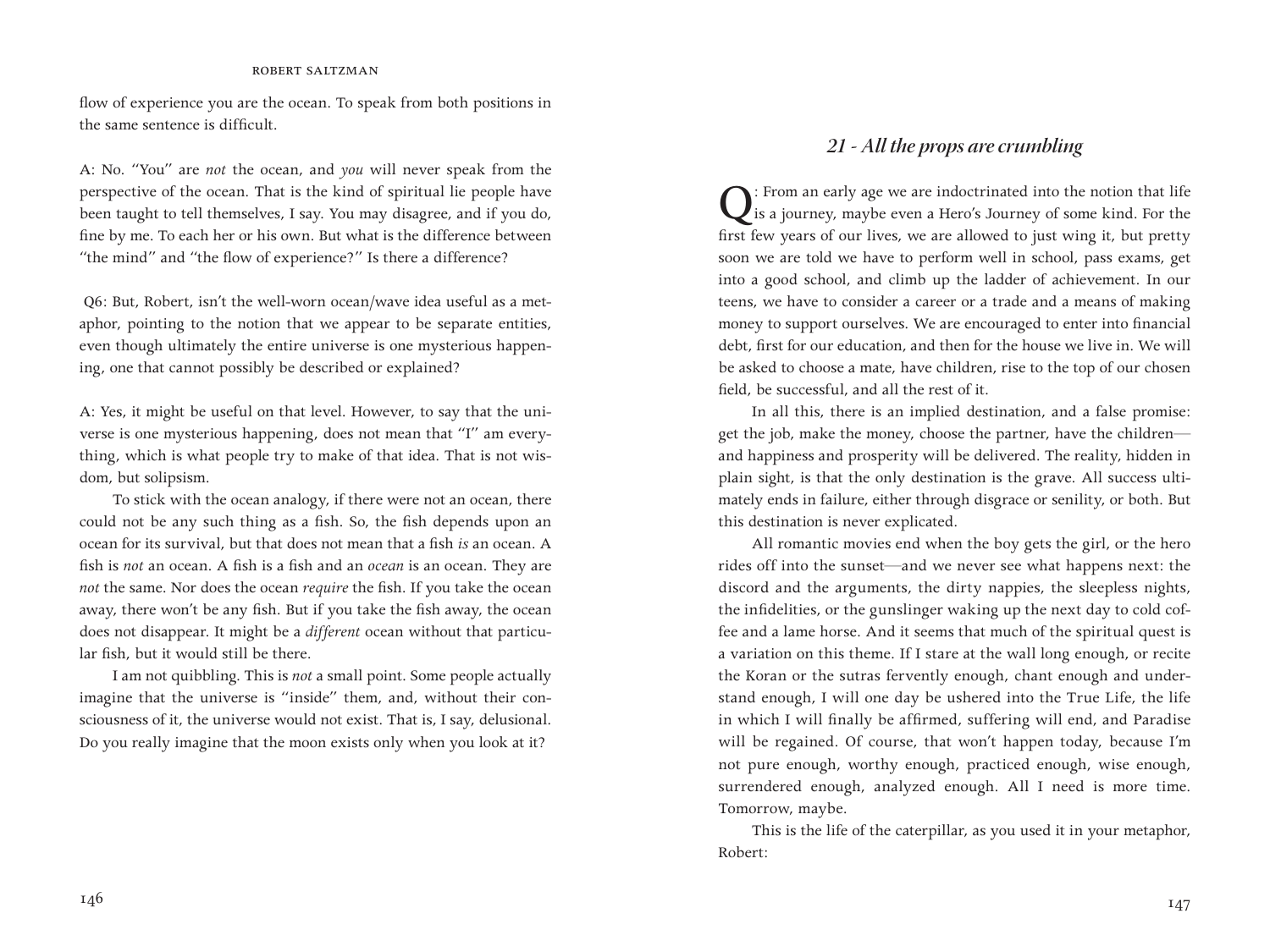flow of experience you are the ocean. To speak from both positions in the same sentence is difficult.

A: No. "You" are *not* the ocean, and *you* will never speak from the perspective of the ocean. That is the kind of spiritual lie people have been taught to tell themselves, I say. You may disagree, and if you do, fine by me. To each her or his own. But what is the difference between "the mind" and "the flow of experience?" Is there a difference?

Q6: But, Robert, isn't the well-worn ocean/wave idea useful as a metaphor, pointing to the notion that we appear to be separate entities, even though ultimately the entire universe is one mysterious happening, one that cannot possibly be described or explained?

A: Yes, it might be useful on that level. However, to say that the universe is one mysterious happening, does not mean that "I" am everything, which is what people try to make of that idea. That is not wisdom, but solipsism.

To stick with the ocean analogy, if there were not an ocean, there could not be any such thing as a fish. So, the fish depends upon an ocean for its survival, but that does not mean that a fish *is* an ocean. A fish is *not* an ocean. A fish is a fish and an *ocean* is an ocean. They are *not* the same. Nor does the ocean *require* the fish. If you take the ocean away, there won't be any fish. But if you take the fish away, the ocean does not disappear. It might be a *different* ocean without that particular fish, but it would still be there.

I am not quibbling. This is *not* a small point. Some people actually imagine that the universe is "inside" them, and, without their consciousness of it, the universe would not exist. That is, I say, delusional. Do you really imagine that the moon exists only when you look at it?

## *21 - All the props are crumbling*

Q: From an early age we are indoctrinated into the notion that life is a journey, maybe even a Hero's Journey of some kind. For the first few years of our lives, we are allowed to just wing it, but pretty soon we are told we have to perform well in school, pass exams, get into a good school, and climb up the ladder of achievement. In our teens, we have to consider a career or a trade and a means of making money to support ourselves. We are encouraged to enter into financial debt, first for our education, and then for the house we live in. We will be asked to choose a mate, have children, rise to the top of our chosen field, be successful, and all the rest of it.

In all this, there is an implied destination, and a false promise: get the job, make the money, choose the partner, have the children—and happiness and prosperity will be delivered. The reality, hidden in plain sight, is that the only destination is the grave. All success ultimately ends in failure, either through disgrace or senility, or both. But this destination is never explicated.

All romantic movies end when the boy gets the girl, or the hero rides off into the sunset—and we never see what happens next: the discord and the arguments, the dirty nappies, the sleepless nights, the infidelities, or the gunslinger waking up the next day to cold coffee and a lame horse. And it seems that much of the spiritual quest is a variation on this theme. If I stare at the wall long enough, or recite the Koran or the sutras fervently enough, chant enough and understand enough, I will one day be ushered into the True Life, the life in which I will finally be affirmed, suffering will end, and Paradise will be regained. Of course, that won't happen today, because I'm not pure enough, worthy enough, practiced enough, wise enough, surrendered enough, analyzed enough. All I need is more time. Tomorrow, maybe.

This is the life of the caterpillar, as you used it in your metaphor, Robert: